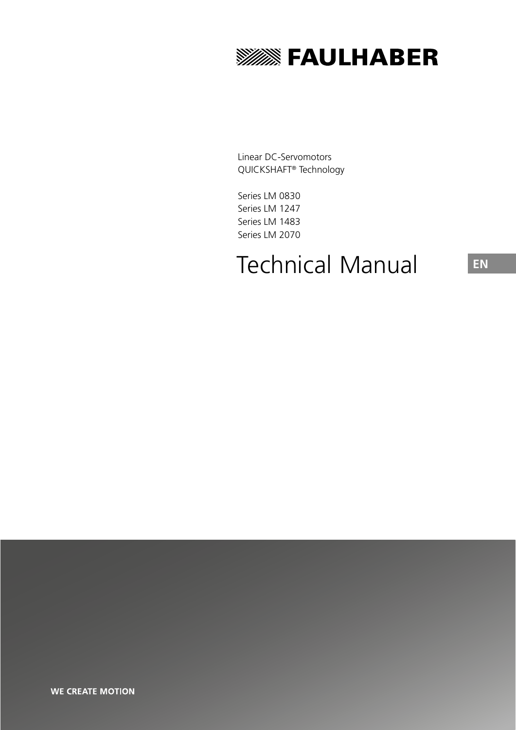FAULHABER

Linear DC-Servomotors
QUICKSHAFT® Technology

Series LM 0830
Series LM 1247
Series LM 1483
Series LM 2070

# Technical Manual

EN

WE CREATE MOTION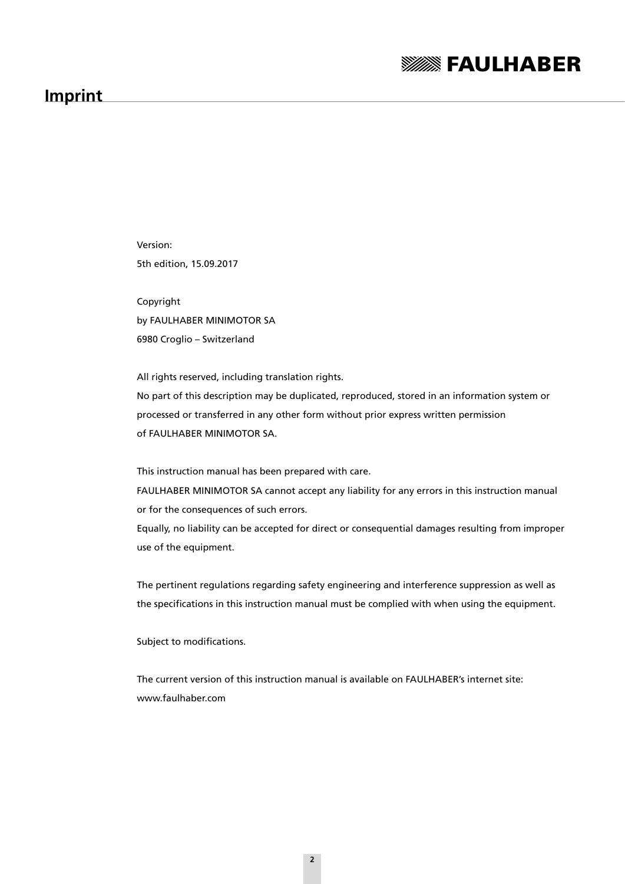# Imprint

Version:
5th edition, 15.09.2017

Copyright
by FAULHABER MINIMOTOR SA
6980 Croglio – Switzerland

All rights reserved, including translation rights.
No part of this description may be duplicated, reproduced, stored in an information system or processed or transferred in any other form without prior express written permission of FAULHABER MINIMOTOR SA.

This instruction manual has been prepared with care.
FAULHABER MINIMOTOR SA cannot accept any liability for any errors in this instruction manual or for the consequences of such errors.
Equally, no liability can be accepted for direct or consequential damages resulting from improper use of the equipment.

The pertinent regulations regarding safety engineering and interference suppression as well as the specifications in this instruction manual must be complied with when using the equipment.

Subject to modifications.

The current version of this instruction manual is available on FAULHABER's internet site:
www.faulhaber.com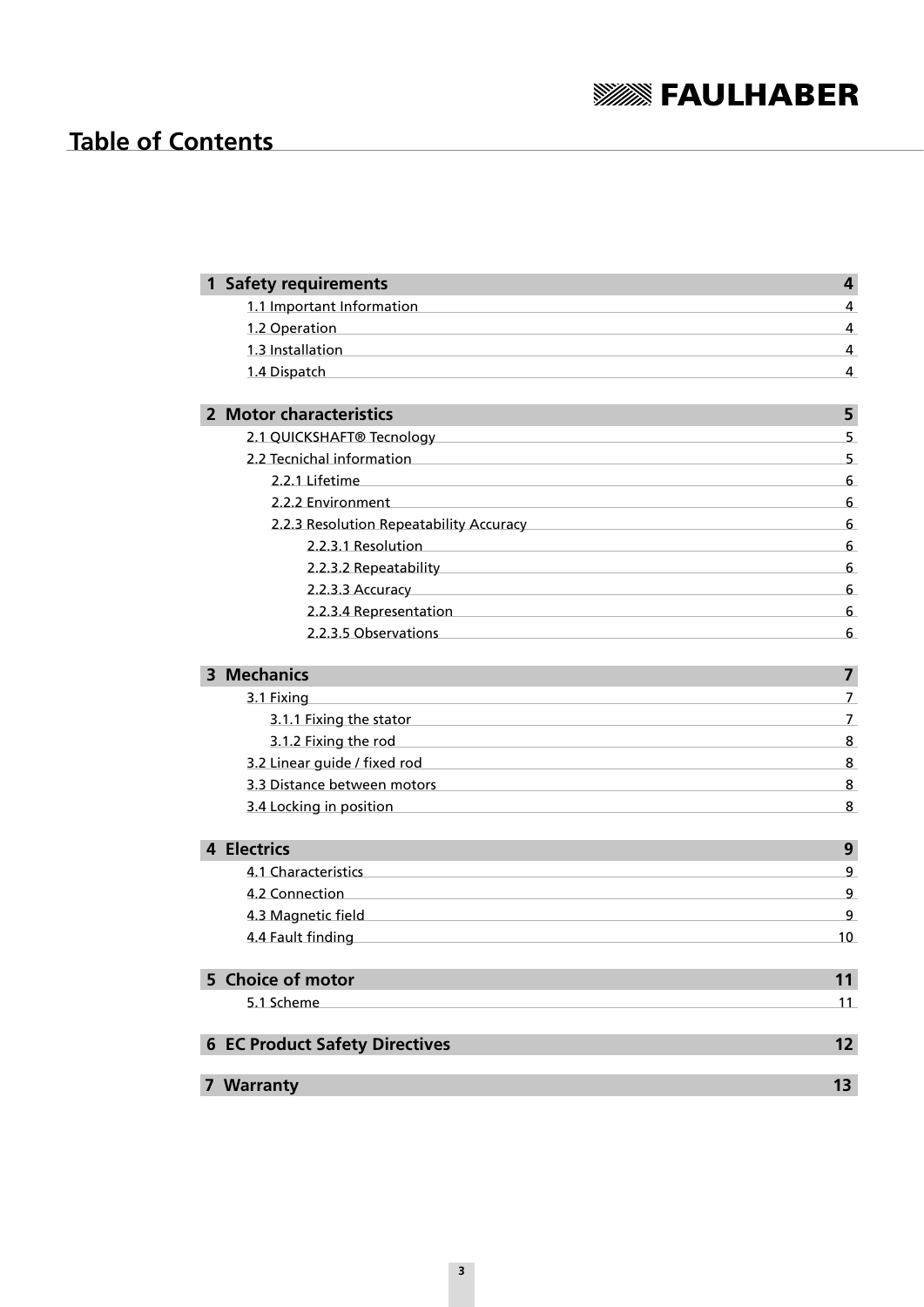# Table of Contents

| | |
|---|---|
| **1 Safety requirements** | **4** |
| 1.1 Important Information | 4 |
| 1.2 Operation | 4 |
| 1.3 Installation | 4 |
| 1.4 Dispatch | 4 |
| **2 Motor characteristics** | **5** |
| 2.1 QUICKSHAFT® Tecnology | 5 |
| 2.2 Tecnichal information | 5 |
| 2.2.1 Lifetime | 6 |
| 2.2.2 Environment | 6 |
| 2.2.3 Resolution Repeatability Accuracy | 6 |
| 2.2.3.1 Resolution | 6 |
| 2.2.3.2 Repeatability | 6 |
| 2.2.3.3 Accuracy | 6 |
| 2.2.3.4 Representation | 6 |
| 2.2.3.5 Observations | 6 |
| **3 Mechanics** | **7** |
| 3.1 Fixing | 7 |
| 3.1.1 Fixing the stator | 7 |
| 3.1.2 Fixing the rod | 8 |
| 3.2 Linear guide / fixed rod | 8 |
| 3.3 Distance between motors | 8 |
| 3.4 Locking in position | 8 |
| **4 Electrics** | **9** |
| 4.1 Characteristics | 9 |
| 4.2 Connection | 9 |
| 4.3 Magnetic field | 9 |
| 4.4 Fault finding | 10 |
| **5 Choice of motor** | **11** |
| 5.1 Scheme | 11 |
| **6 EC Product Safety Directives** | **12** |
| **7 Warranty** | **13** |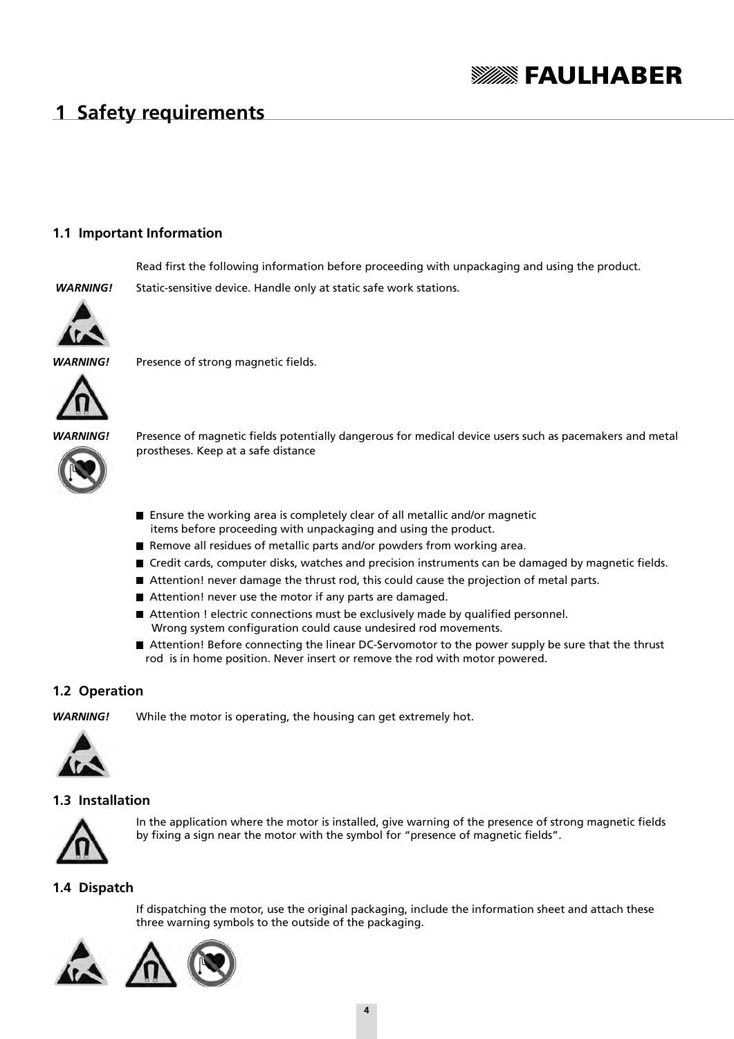# 1 Safety requirements

## 1.1 Important Information

Read first the following information before proceeding with unpackaging and using the product.

***WARNING!*** Static-sensitive device. Handle only at static safe work stations.

***WARNING!*** Presence of strong magnetic fields.

***WARNING!*** Presence of magnetic fields potentially dangerous for medical device users such as pacemakers and metal prostheses. Keep at a safe distance

- Ensure the working area is completely clear of all metallic and/or magnetic items before proceeding with unpackaging and using the product.
- Remove all residues of metallic parts and/or powders from working area.
- Credit cards, computer disks, watches and precision instruments can be damaged by magnetic fields.
- Attention! never damage the thrust rod, this could cause the projection of metal parts.
- Attention! never use the motor if any parts are damaged.
- Attention ! electric connections must be exclusively made by qualified personnel. Wrong system configuration could cause undesired rod movements.
- Attention! Before connecting the linear DC-Servomotor to the power supply be sure that the thrust rod is in home position. Never insert or remove the rod with motor powered.

## 1.2 Operation

***WARNING!*** While the motor is operating, the housing can get extremely hot.

## 1.3 Installation

In the application where the motor is installed, give warning of the presence of strong magnetic fields by fixing a sign near the motor with the symbol for "presence of magnetic fields".

## 1.4 Dispatch

If dispatching the motor, use the original packaging, include the information sheet and attach these three warning symbols to the outside of the packaging.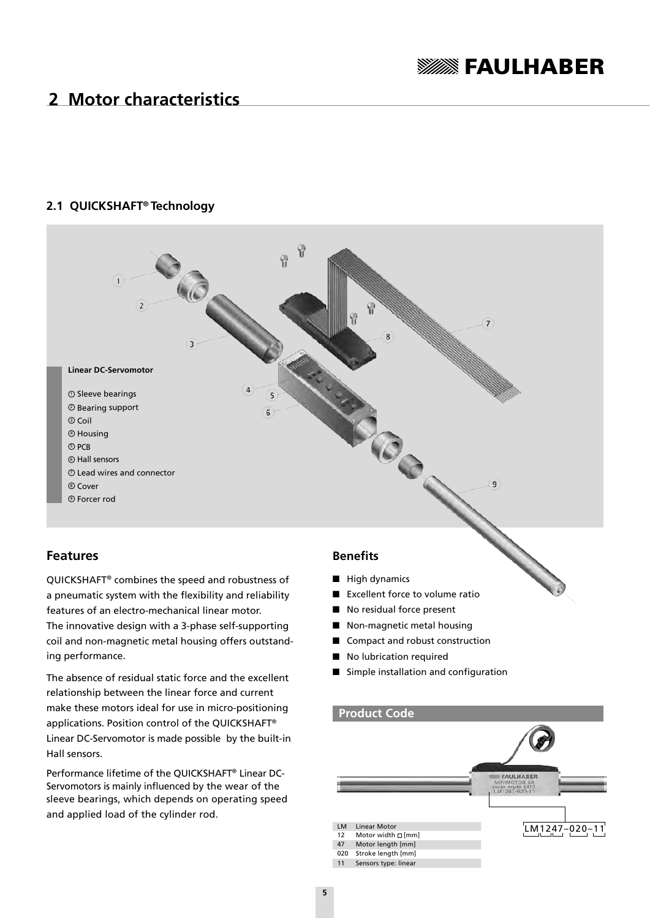# 2 Motor characteristics

## 2.1 QUICKSHAFT® Technology

**Linear DC-Servomotor**

① Sleeve bearings
② Bearing support
③ Coil
④ Housing
⑤ PCB
⑥ Hall sensors
⑦ Lead wires and connector
⑧ Cover
⑨ Forcer rod

### Features

QUICKSHAFT® combines the speed and robustness of a pneumatic system with the flexibility and reliability features of an electro-mechanical linear motor. The innovative design with a 3-phase self-supporting coil and non-magnetic metal housing offers outstanding performance.

The absence of residual static force and the excellent relationship between the linear force and current make these motors ideal for use in micro-positioning applications. Position control of the QUICKSHAFT® Linear DC-Servomotor is made possible by the built-in Hall sensors.

Performance lifetime of the QUICKSHAFT® Linear DC-Servomotors is mainly influenced by the wear of the sleeve bearings, which depends on operating speed and applied load of the cylinder rod.

### Benefits

- High dynamics
- Excellent force to volume ratio
- No residual force present
- Non-magnetic metal housing
- Compact and robust construction
- No lubrication required
- Simple installation and configuration

### Product Code

LM1247–020–11

| | |
|---|---|
| LM | Linear Motor |
| 12 | Motor width □ [mm] |
| 47 | Motor length [mm] |
| 020 | Stroke length [mm] |
| 11 | Sensors type: linear |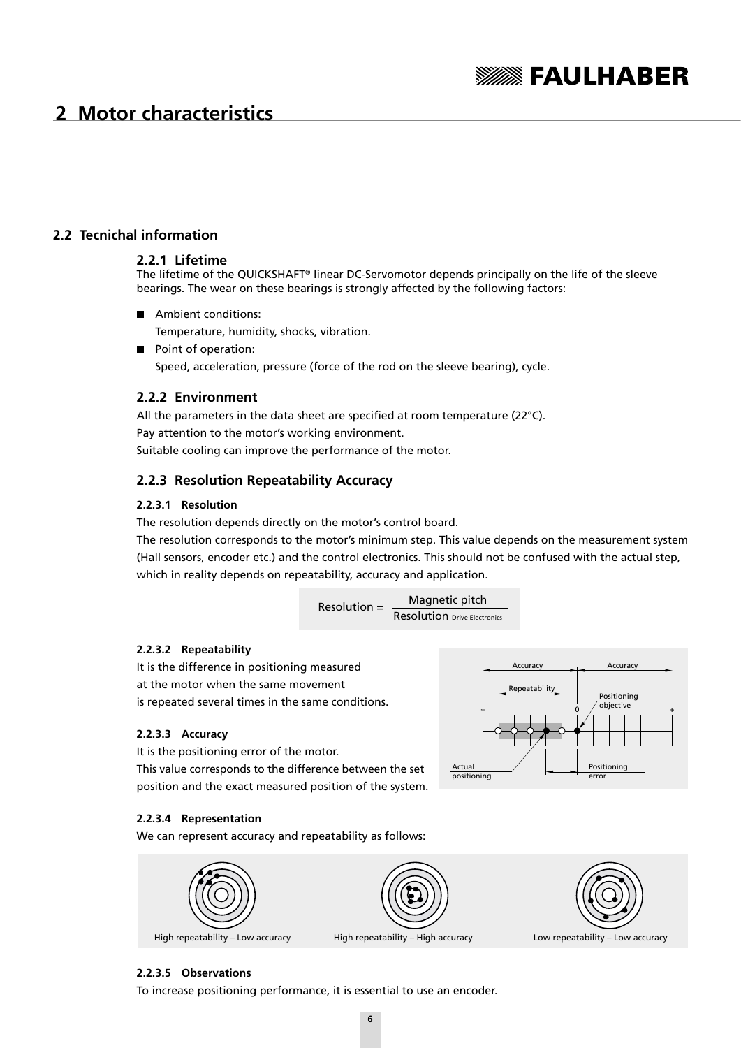## 2 Motor characteristics

### 2.2 Tecnichal information

#### 2.2.1 Lifetime

The lifetime of the QUICKSHAFT® linear DC-Servomotor depends principally on the life of the sleeve bearings. The wear on these bearings is strongly affected by the following factors:

- Ambient conditions:
  Temperature, humidity, shocks, vibration.
- Point of operation:
  Speed, acceleration, pressure (force of the rod on the sleeve bearing), cycle.

#### 2.2.2 Environment

All the parameters in the data sheet are specified at room temperature (22°C).

Pay attention to the motor's working environment.

Suitable cooling can improve the performance of the motor.

#### 2.2.3 Resolution Repeatability Accuracy

##### 2.2.3.1 Resolution

The resolution depends directly on the motor's control board.

The resolution corresponds to the motor's minimum step. This value depends on the measurement system (Hall sensors, encoder etc.) and the control electronics. This should not be confused with the actual step, which in reality depends on repeatability, accuracy and application.

$$\text{Resolution} = \frac{\text{Magnetic pitch}}{\text{Resolution}_{\text{Drive Electronics}}}$$

##### 2.2.3.2 Repeatability

It is the difference in positioning measured at the motor when the same movement is repeated several times in the same conditions.

Accuracy
Accuracy
Repeatability
Positioning objective
–
0
+
Actual positioning
Positioning error

##### 2.2.3.3 Accuracy

It is the positioning error of the motor.

This value corresponds to the difference between the set position and the exact measured position of the system.

##### 2.2.3.4 Representation

We can represent accuracy and repeatability as follows:

High repeatability – Low accuracy
High repeatability – High accuracy
Low repeatability – Low accuracy

##### 2.2.3.5 Observations

To increase positioning performance, it is essential to use an encoder.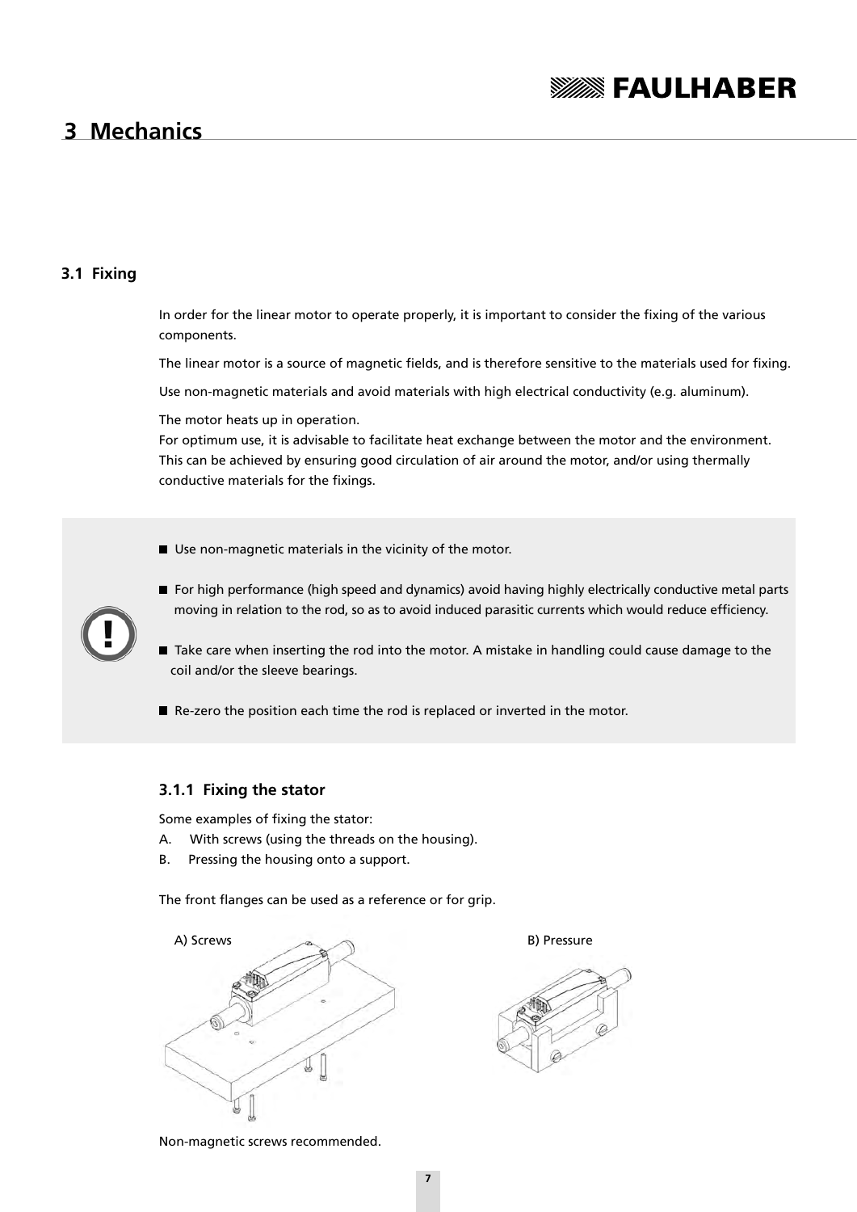# 3 Mechanics

## 3.1 Fixing

In order for the linear motor to operate properly, it is important to consider the fixing of the various components.

The linear motor is a source of magnetic fields, and is therefore sensitive to the materials used for fixing.

Use non-magnetic materials and avoid materials with high electrical conductivity (e.g. aluminum).

The motor heats up in operation.
For optimum use, it is advisable to facilitate heat exchange between the motor and the environment. This can be achieved by ensuring good circulation of air around the motor, and/or using thermally conductive materials for the fixings.

- Use non-magnetic materials in the vicinity of the motor.
- For high performance (high speed and dynamics) avoid having highly electrically conductive metal parts moving in relation to the rod, so as to avoid induced parasitic currents which would reduce efficiency.
- Take care when inserting the rod into the motor. A mistake in handling could cause damage to the coil and/or the sleeve bearings.
- Re-zero the position each time the rod is replaced or inverted in the motor.

### 3.1.1 Fixing the stator

Some examples of fixing the stator:

A. With screws (using the threads on the housing).
B. Pressing the housing onto a support.

The front flanges can be used as a reference or for grip.

A) Screws

B) Pressure

Non-magnetic screws recommended.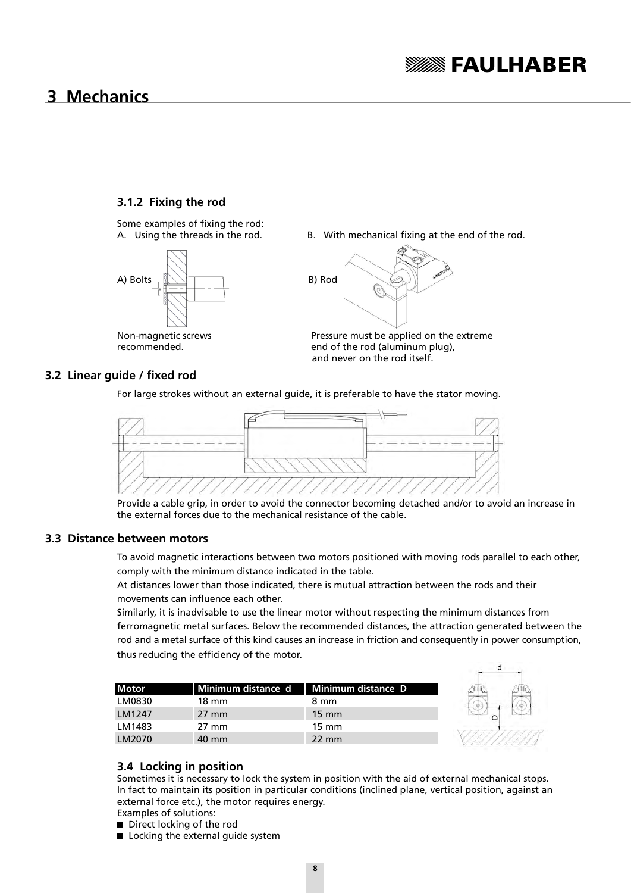## 3 Mechanics

### 3.1.2 Fixing the rod

Some examples of fixing the rod:

A. Using the threads in the rod.

A) Bolts

Non-magnetic screws recommended.

B. With mechanical fixing at the end of the rod.

B) Rod

Pressure must be applied on the extreme end of the rod (aluminum plug), and never on the rod itself.

## 3.2 Linear guide / fixed rod

For large strokes without an external guide, it is preferable to have the stator moving.

Provide a cable grip, in order to avoid the connector becoming detached and/or to avoid an increase in the external forces due to the mechanical resistance of the cable.

## 3.3 Distance between motors

To avoid magnetic interactions between two motors positioned with moving rods parallel to each other, comply with the minimum distance indicated in the table.

At distances lower than those indicated, there is mutual attraction between the rods and their movements can influence each other.

Similarly, it is inadvisable to use the linear motor without respecting the minimum distances from ferromagnetic metal surfaces. Below the recommended distances, the attraction generated between the rod and a metal surface of this kind causes an increase in friction and consequently in power consumption, thus reducing the efficiency of the motor.

| Motor | Minimum distance d | Minimum distance D |
|---|---|---|
| LM0830 | 18 mm | 8 mm |
| LM1247 | 27 mm | 15 mm |
| LM1483 | 27 mm | 15 mm |
| LM2070 | 40 mm | 22 mm |

d

D

### 3.4 Locking in position

Sometimes it is necessary to lock the system in position with the aid of external mechanical stops. In fact to maintain its position in particular conditions (inclined plane, vertical position, against an external force etc.), the motor requires energy.

Examples of solutions:

- Direct locking of the rod
- Locking the external guide system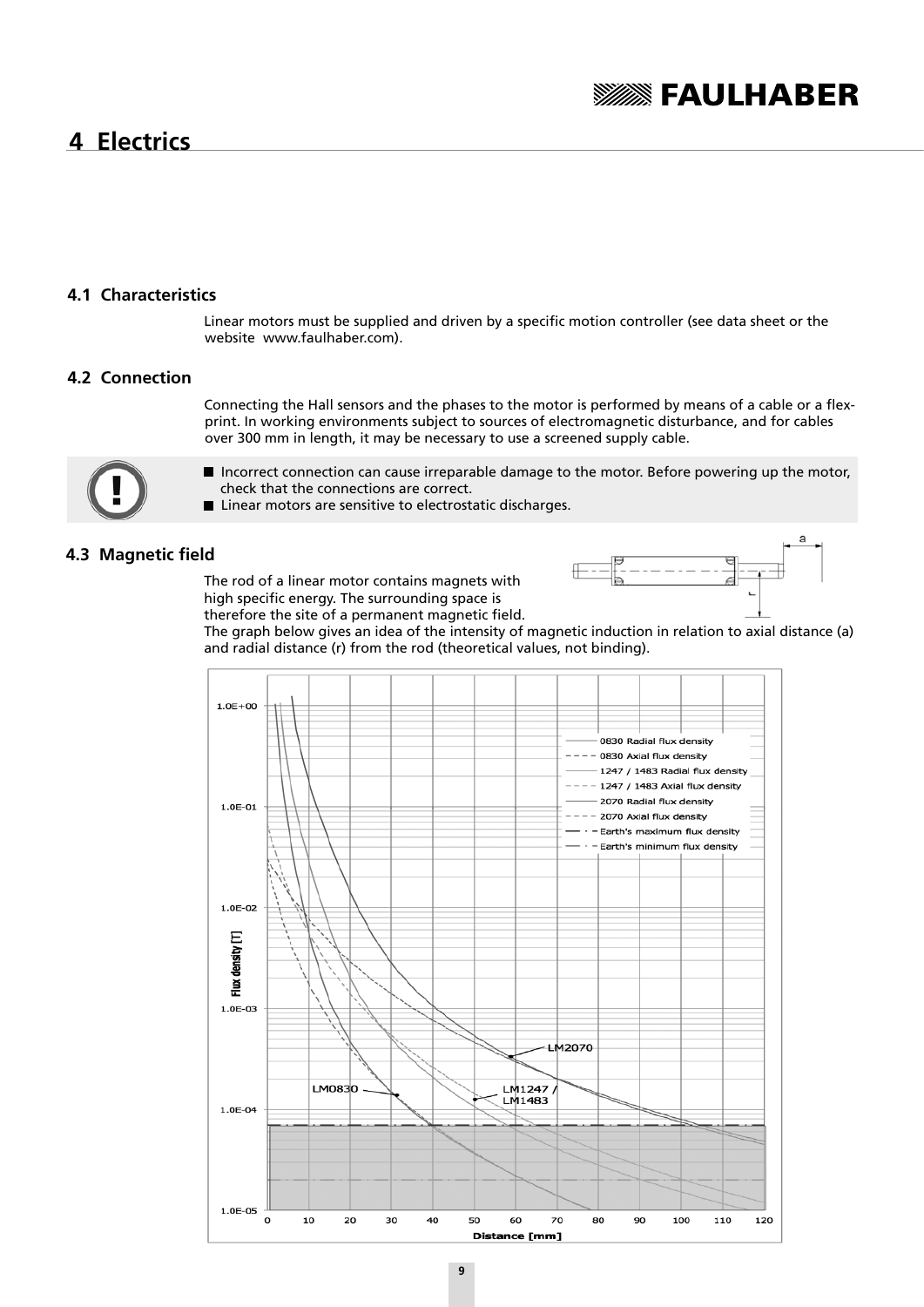# 4 Electrics

## 4.1 Characteristics

Linear motors must be supplied and driven by a specific motion controller (see data sheet or the website www.faulhaber.com).

## 4.2 Connection

Connecting the Hall sensors and the phases to the motor is performed by means of a cable or a flex-print. In working environments subject to sources of electromagnetic disturbance, and for cables over 300 mm in length, it may be necessary to use a screened supply cable.

- Incorrect connection can cause irreparable damage to the motor. Before powering up the motor, check that the connections are correct.
- Linear motors are sensitive to electrostatic discharges.

## 4.3 Magnetic field

The rod of a linear motor contains magnets with high specific energy. The surrounding space is therefore the site of a permanent magnetic field.
The graph below gives an idea of the intensity of magnetic induction in relation to axial distance (a) and radial distance (r) from the rod (theoretical values, not binding).

a

r

Flux density [T]

1.0E+00
1.0E-01
1.0E-02
1.0E-03
1.0E-04
1.0E-05

Distance [mm]

0 10 20 30 40 50 60 70 80 90 100 110 120

0830 Radial flux density
0830 Axial flux density
1247 / 1483 Radial flux density
1247 / 1483 Axial flux density
2070 Radial flux density
2070 Axial flux density
Earth's maximum flux density
Earth's minimum flux density

LM2070
LM0830
LM1247 / LM1483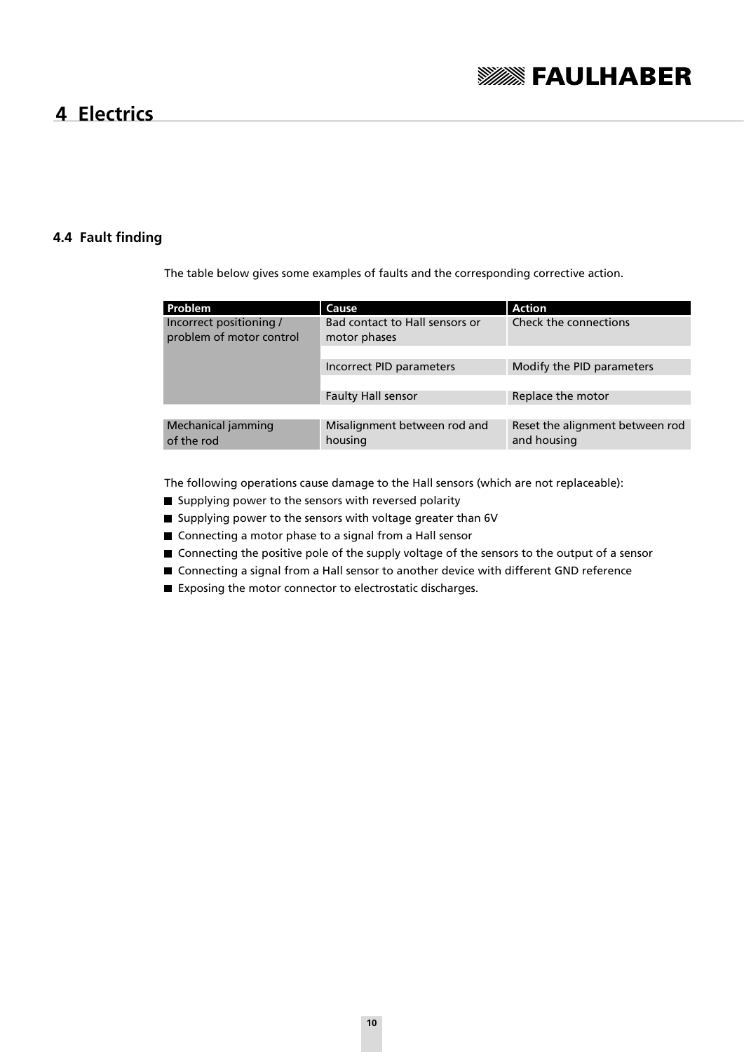# 4 Electrics

## 4.4 Fault finding

The table below gives some examples of faults and the corresponding corrective action.

| Problem | Cause | Action |
| --- | --- | --- |
| Incorrect positioning / problem of motor control | Bad contact to Hall sensors or motor phases | Check the connections |
| | Incorrect PID parameters | Modify the PID parameters |
| | Faulty Hall sensor | Replace the motor |
| Mechanical jamming of the rod | Misalignment between rod and housing | Reset the alignment between rod and housing |

The following operations cause damage to the Hall sensors (which are not replaceable):

- Supplying power to the sensors with reversed polarity
- Supplying power to the sensors with voltage greater than 6V
- Connecting a motor phase to a signal from a Hall sensor
- Connecting the positive pole of the supply voltage of the sensors to the output of a sensor
- Connecting a signal from a Hall sensor to another device with different GND reference
- Exposing the motor connector to electrostatic discharges.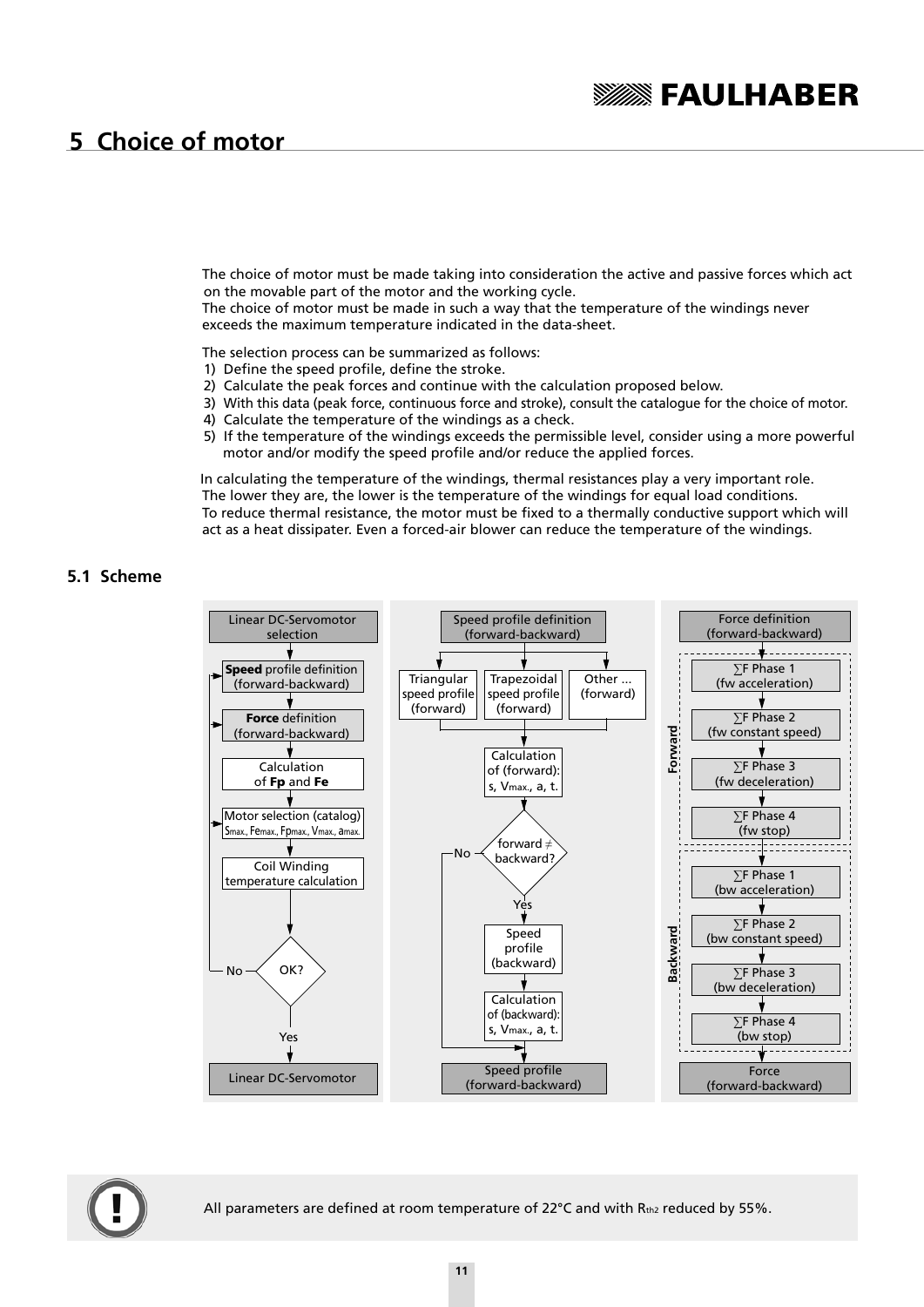# 5 Choice of motor

The choice of motor must be made taking into consideration the active and passive forces which act on the movable part of the motor and the working cycle.
The choice of motor must be made in such a way that the temperature of the windings never exceeds the maximum temperature indicated in the data-sheet.

The selection process can be summarized as follows:
1) Define the speed profile, define the stroke.
2) Calculate the peak forces and continue with the calculation proposed below.
3) With this data (peak force, continuous force and stroke), consult the catalogue for the choice of motor.
4) Calculate the temperature of the windings as a check.
5) If the temperature of the windings exceeds the permissible level, consider using a more powerful motor and/or modify the speed profile and/or reduce the applied forces.

In calculating the temperature of the windings, thermal resistances play a very important role. The lower they are, the lower is the temperature of the windings for equal load conditions. To reduce thermal resistance, the motor must be fixed to a thermally conductive support which will act as a heat dissipater. Even a forced-air blower can reduce the temperature of the windings.

## 5.1 Scheme

Linear DC-Servomotor selection
**Speed** profile definition (forward-backward)
**Force** definition (forward-backward)
Calculation of **Fp** and **Fe**
Motor selection (catalog) $S_{max.}$, $Fe_{max.}$, $Fp_{max.}$, $V_{max.}$, $a_{max.}$
Coil Winding temperature calculation
OK?
No
Yes
Linear DC-Servomotor

Speed profile definition (forward-backward)
Triangular speed profile (forward)
Trapezoidal speed profile (forward)
Other ... (forward)
Calculation of (forward): s, $V_{max.}$, a, t.
forward ≠ backward?
No
Yes
Speed profile (backward)
Calculation of (backward): s, $V_{max.}$, a, t.
Speed profile (forward-backward)

Force definition (forward-backward)
Forward
∑F Phase 1 (fw acceleration)
∑F Phase 2 (fw constant speed)
∑F Phase 3 (fw deceleration)
∑F Phase 4 (fw stop)
Backward
∑F Phase 1 (bw acceleration)
∑F Phase 2 (bw constant speed)
∑F Phase 3 (bw deceleration)
∑F Phase 4 (bw stop)
Force (forward-backward)

All parameters are defined at room temperature of 22°C and with $R_{th2}$ reduced by 55%.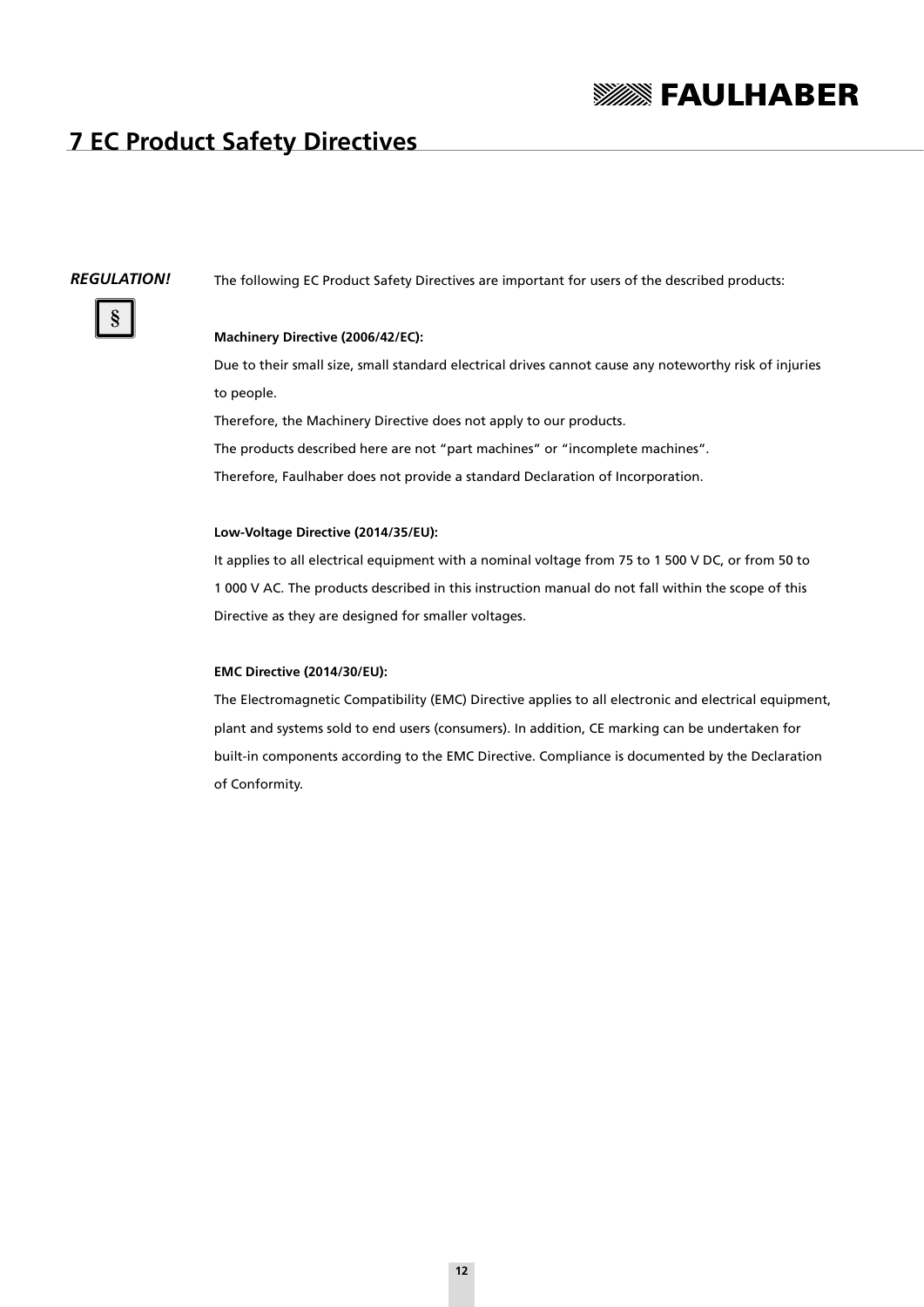# 7 EC Product Safety Directives

*REGULATION!*

§

The following EC Product Safety Directives are important for users of the described products:

**Machinery Directive (2006/42/EC):**

Due to their small size, small standard electrical drives cannot cause any noteworthy risk of injuries to people.

Therefore, the Machinery Directive does not apply to our products.

The products described here are not "part machines" or "incomplete machines".

Therefore, Faulhaber does not provide a standard Declaration of Incorporation.

**Low-Voltage Directive (2014/35/EU):**

It applies to all electrical equipment with a nominal voltage from 75 to 1 500 V DC, or from 50 to 1 000 V AC. The products described in this instruction manual do not fall within the scope of this Directive as they are designed for smaller voltages.

**EMC Directive (2014/30/EU):**

The Electromagnetic Compatibility (EMC) Directive applies to all electronic and electrical equipment, plant and systems sold to end users (consumers). In addition, CE marking can be undertaken for built-in components according to the EMC Directive. Compliance is documented by the Declaration of Conformity.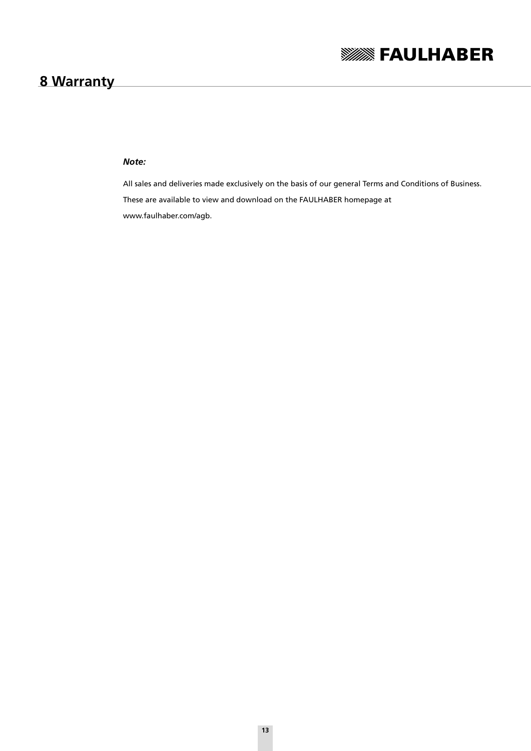# 8 Warranty

***Note:***

All sales and deliveries made exclusively on the basis of our general Terms and Conditions of Business.

These are available to view and download on the FAULHABER homepage at

www.faulhaber.com/agb.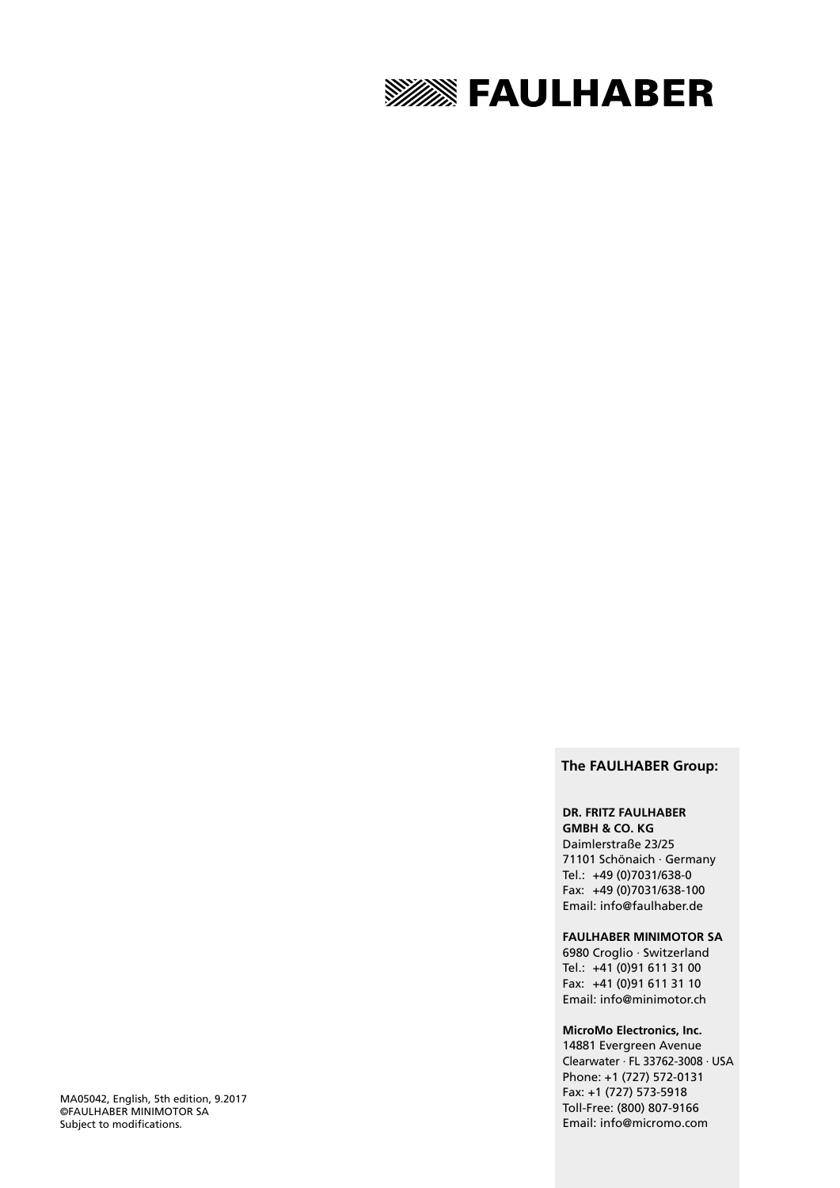# FAULHABER

**The FAULHABER Group:**

**DR. FRITZ FAULHABER GMBH & CO. KG**
Daimlerstraße 23/25
71101 Schönaich · Germany
Tel.: +49 (0)7031/638-0
Fax: +49 (0)7031/638-100
Email: info@faulhaber.de

**FAULHABER MINIMOTOR SA**
6980 Croglio · Switzerland
Tel.: +41 (0)91 611 31 00
Fax: +41 (0)91 611 31 10
Email: info@minimotor.ch

**MicroMo Electronics, Inc.**
14881 Evergreen Avenue
Clearwater · FL 33762-3008 · USA
Phone: +1 (727) 572-0131
Fax: +1 (727) 573-5918
Toll-Free: (800) 807-9166
Email: info@micromo.com

MA05042, English, 5th edition, 9.2017
©FAULHABER MINIMOTOR SA
Subject to modifications.